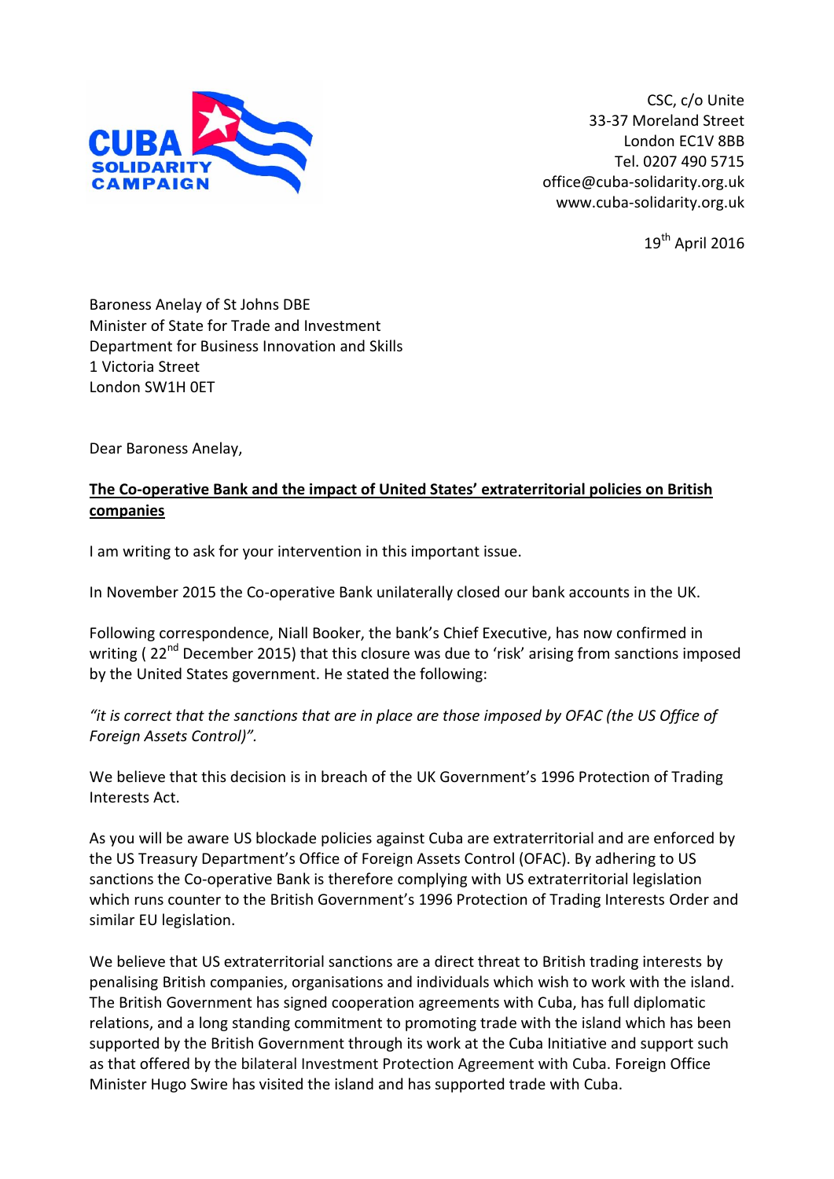CUBA SOLIDARITY CAMPAIGN

CSC, c/o Unite
33-37 Moreland Street
London EC1V 8BB
Tel. 0207 490 5715
office@cuba-solidarity.org.uk
www.cuba-solidarity.org.uk

19th April 2016

Baroness Anelay of St Johns DBE
Minister of State for Trade and Investment
Department for Business Innovation and Skills
1 Victoria Street
London SW1H 0ET

Dear Baroness Anelay,

**The Co-operative Bank and the impact of United States' extraterritorial policies on British companies**

I am writing to ask for your intervention in this important issue.

In November 2015 the Co-operative Bank unilaterally closed our bank accounts in the UK.

Following correspondence, Niall Booker, the bank's Chief Executive, has now confirmed in writing ( 22nd December 2015) that this closure was due to 'risk' arising from sanctions imposed by the United States government. He stated the following:

*"it is correct that the sanctions that are in place are those imposed by OFAC (the US Office of Foreign Assets Control)".*

We believe that this decision is in breach of the UK Government's 1996 Protection of Trading Interests Act.

As you will be aware US blockade policies against Cuba are extraterritorial and are enforced by the US Treasury Department's Office of Foreign Assets Control (OFAC). By adhering to US sanctions the Co-operative Bank is therefore complying with US extraterritorial legislation which runs counter to the British Government's 1996 Protection of Trading Interests Order and similar EU legislation.

We believe that US extraterritorial sanctions are a direct threat to British trading interests by penalising British companies, organisations and individuals which wish to work with the island. The British Government has signed cooperation agreements with Cuba, has full diplomatic relations, and a long standing commitment to promoting trade with the island which has been supported by the British Government through its work at the Cuba Initiative and support such as that offered by the bilateral Investment Protection Agreement with Cuba. Foreign Office Minister Hugo Swire has visited the island and has supported trade with Cuba.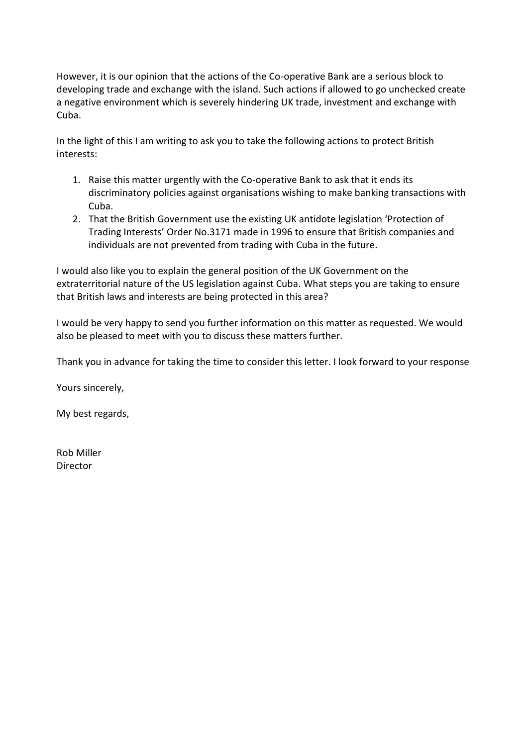However, it is our opinion that the actions of the Co-operative Bank are a serious block to developing trade and exchange with the island. Such actions if allowed to go unchecked create a negative environment which is severely hindering UK trade, investment and exchange with Cuba.

In the light of this I am writing to ask you to take the following actions to protect British interests:

1. Raise this matter urgently with the Co-operative Bank to ask that it ends its discriminatory policies against organisations wishing to make banking transactions with Cuba.
2. That the British Government use the existing UK antidote legislation 'Protection of Trading Interests' Order No.3171 made in 1996 to ensure that British companies and individuals are not prevented from trading with Cuba in the future.

I would also like you to explain the general position of the UK Government on the extraterritorial nature of the US legislation against Cuba. What steps you are taking to ensure that British laws and interests are being protected in this area?

I would be very happy to send you further information on this matter as requested. We would also be pleased to meet with you to discuss these matters further.

Thank you in advance for taking the time to consider this letter. I look forward to your response

Yours sincerely,

My best regards,

Rob Miller
Director